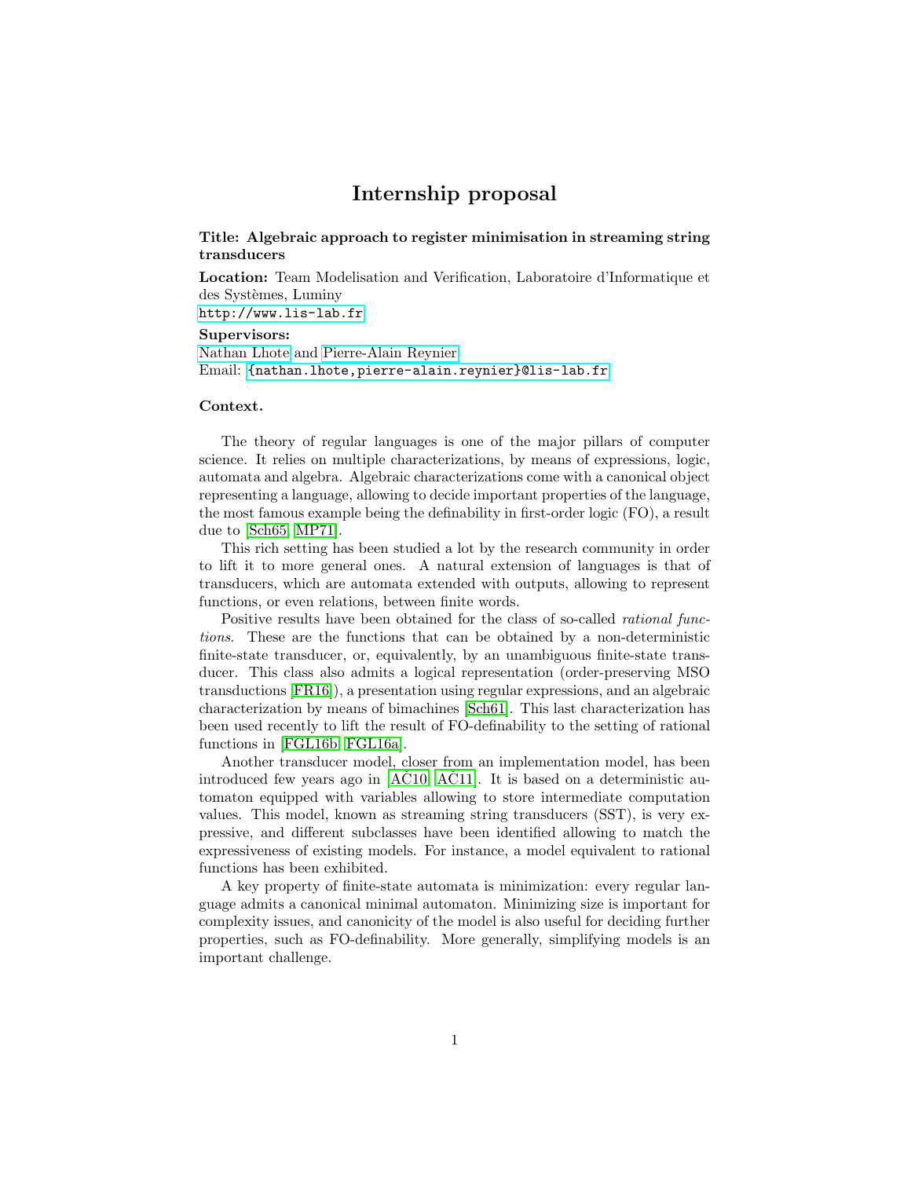# Internship proposal

**Title: Algebraic approach to register minimisation in streaming string transducers**

**Location:** Team Modelisation and Verification, Laboratoire d'Informatique et des Systèmes, Luminy
http://www.lis-lab.fr

**Supervisors:**
Nathan Lhote and Pierre-Alain Reynier
Email: {nathan.lhote,pierre-alain.reynier}@lis-lab.fr

**Context.**

The theory of regular languages is one of the major pillars of computer science. It relies on multiple characterizations, by means of expressions, logic, automata and algebra. Algebraic characterizations come with a canonical object representing a language, allowing to decide important properties of the language, the most famous example being the definability in first-order logic (FO), a result due to [Sch65, MP71].

This rich setting has been studied a lot by the research community in order to lift it to more general ones. A natural extension of languages is that of transducers, which are automata extended with outputs, allowing to represent functions, or even relations, between finite words.

Positive results have been obtained for the class of so-called *rational functions*. These are the functions that can be obtained by a non-deterministic finite-state transducer, or, equivalently, by an unambiguous finite-state transducer. This class also admits a logical representation (order-preserving MSO transductions [FR16]), a presentation using regular expressions, and an algebraic characterization by means of bimachines [Sch61]. This last characterization has been used recently to lift the result of FO-definability to the setting of rational functions in [FGL16b, FGL16a].

Another transducer model, closer from an implementation model, has been introduced few years ago in [AČ10, AČ11]. It is based on a deterministic automaton equipped with variables allowing to store intermediate computation values. This model, known as streaming string transducers (SST), is very expressive, and different subclasses have been identified allowing to match the expressiveness of existing models. For instance, a model equivalent to rational functions has been exhibited.

A key property of finite-state automata is minimization: every regular language admits a canonical minimal automaton. Minimizing size is important for complexity issues, and canonicity of the model is also useful for deciding further properties, such as FO-definability. More generally, simplifying models is an important challenge.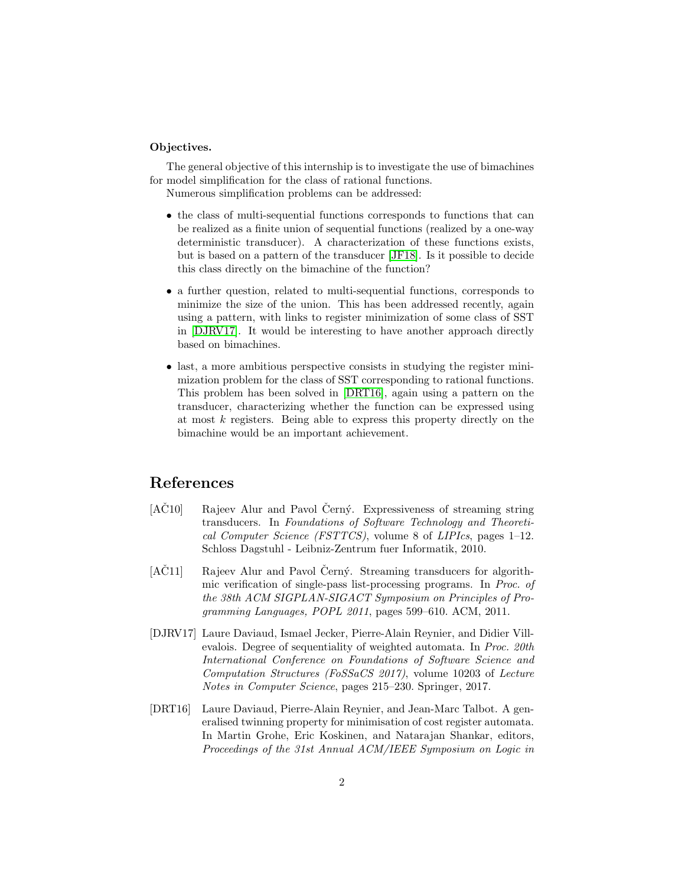**Objectives.**

The general objective of this internship is to investigate the use of bimachines for model simplification for the class of rational functions.

Numerous simplification problems can be addressed:

- the class of multi-sequential functions corresponds to functions that can be realized as a finite union of sequential functions (realized by a one-way deterministic transducer). A characterization of these functions exists, but is based on a pattern of the transducer [JF18]. Is it possible to decide this class directly on the bimachine of the function?
- a further question, related to multi-sequential functions, corresponds to minimize the size of the union. This has been addressed recently, again using a pattern, with links to register minimization of some class of SST in [DJRV17]. It would be interesting to have another approach directly based on bimachines.
- last, a more ambitious perspective consists in studying the register minimization problem for the class of SST corresponding to rational functions. This problem has been solved in [DRT16], again using a pattern on the transducer, characterizing whether the function can be expressed using at most $k$ registers. Being able to express this property directly on the bimachine would be an important achievement.

## References

[AČ10] Rajeev Alur and Pavol Černý. Expressiveness of streaming string transducers. In *Foundations of Software Technology and Theoretical Computer Science (FSTTCS)*, volume 8 of *LIPIcs*, pages 1–12. Schloss Dagstuhl - Leibniz-Zentrum fuer Informatik, 2010.

[AČ11] Rajeev Alur and Pavol Černý. Streaming transducers for algorithmic verification of single-pass list-processing programs. In *Proc. of the 38th ACM SIGPLAN-SIGACT Symposium on Principles of Programming Languages, POPL 2011*, pages 599–610. ACM, 2011.

[DJRV17] Laure Daviaud, Ismael Jecker, Pierre-Alain Reynier, and Didier Villevalois. Degree of sequentiality of weighted automata. In *Proc. 20th International Conference on Foundations of Software Science and Computation Structures (FoSSaCS 2017)*, volume 10203 of *Lecture Notes in Computer Science*, pages 215–230. Springer, 2017.

[DRT16] Laure Daviaud, Pierre-Alain Reynier, and Jean-Marc Talbot. A generalised twinning property for minimisation of cost register automata. In Martin Grohe, Eric Koskinen, and Natarajan Shankar, editors, *Proceedings of the 31st Annual ACM/IEEE Symposium on Logic in*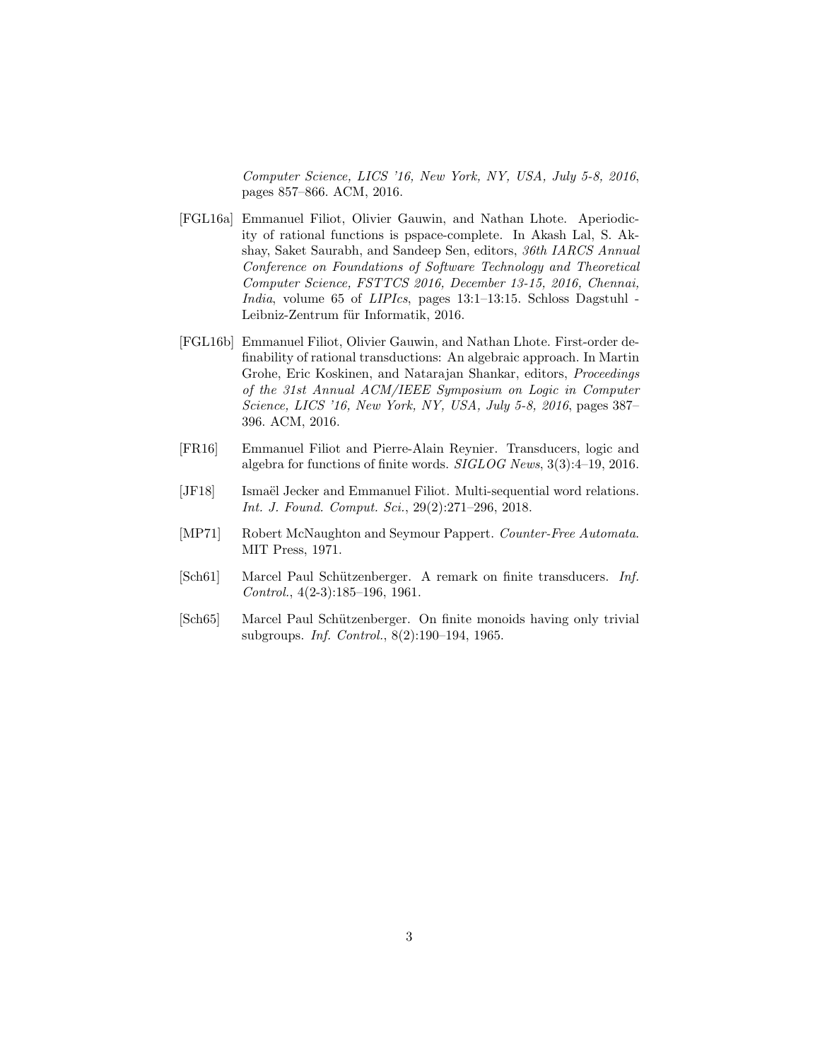*Computer Science, LICS '16, New York, NY, USA, July 5-8, 2016*, pages 857–866. ACM, 2016.

[FGL16a] Emmanuel Filiot, Olivier Gauwin, and Nathan Lhote. Aperiodicity of rational functions is pspace-complete. In Akash Lal, S. Akshay, Saket Saurabh, and Sandeep Sen, editors, *36th IARCS Annual Conference on Foundations of Software Technology and Theoretical Computer Science, FSTTCS 2016, December 13-15, 2016, Chennai, India*, volume 65 of *LIPIcs*, pages 13:1–13:15. Schloss Dagstuhl - Leibniz-Zentrum für Informatik, 2016.

[FGL16b] Emmanuel Filiot, Olivier Gauwin, and Nathan Lhote. First-order definability of rational transductions: An algebraic approach. In Martin Grohe, Eric Koskinen, and Natarajan Shankar, editors, *Proceedings of the 31st Annual ACM/IEEE Symposium on Logic in Computer Science, LICS '16, New York, NY, USA, July 5-8, 2016*, pages 387–396. ACM, 2016.

[FR16] Emmanuel Filiot and Pierre-Alain Reynier. Transducers, logic and algebra for functions of finite words. *SIGLOG News*, 3(3):4–19, 2016.

[JF18] Ismaël Jecker and Emmanuel Filiot. Multi-sequential word relations. *Int. J. Found. Comput. Sci.*, 29(2):271–296, 2018.

[MP71] Robert McNaughton and Seymour Pappert. *Counter-Free Automata*. MIT Press, 1971.

[Sch61] Marcel Paul Schützenberger. A remark on finite transducers. *Inf. Control.*, 4(2-3):185–196, 1961.

[Sch65] Marcel Paul Schützenberger. On finite monoids having only trivial subgroups. *Inf. Control.*, 8(2):190–194, 1965.